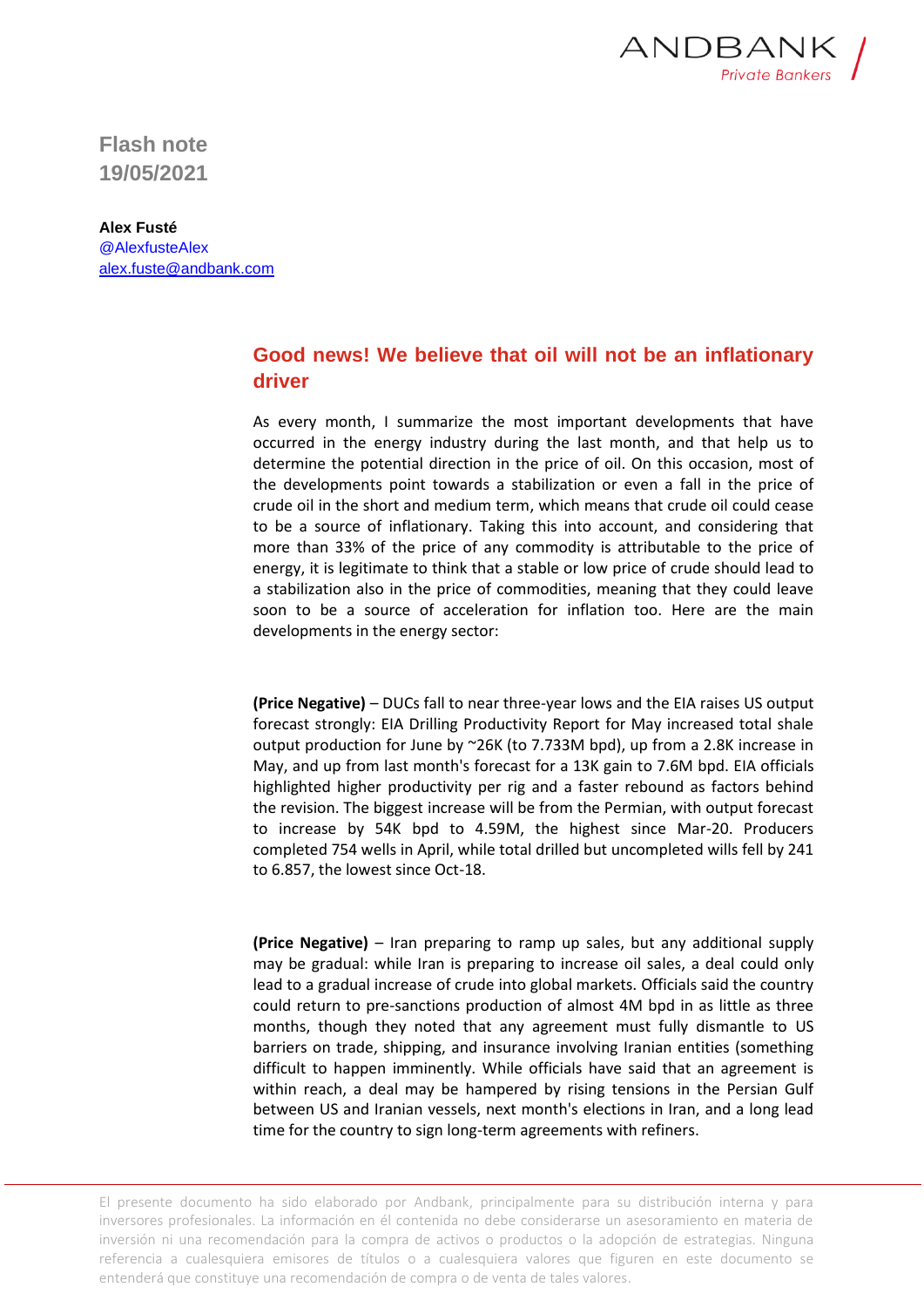Flash note
19/05/2021

**Alex Fusté**
@AlexfusteAlex
alex.fuste@andbank.com

## Good news! We believe that oil will not be an inflationary driver

As every month, I summarize the most important developments that have occurred in the energy industry during the last month, and that help us to determine the potential direction in the price of oil. On this occasion, most of the developments point towards a stabilization or even a fall in the price of crude oil in the short and medium term, which means that crude oil could cease to be a source of inflationary. Taking this into account, and considering that more than 33% of the price of any commodity is attributable to the price of energy, it is legitimate to think that a stable or low price of crude should lead to a stabilization also in the price of commodities, meaning that they could leave soon to be a source of acceleration for inflation too. Here are the main developments in the energy sector:

**(Price Negative)** – DUCs fall to near three-year lows and the EIA raises US output forecast strongly: EIA Drilling Productivity Report for May increased total shale output production for June by ~26K (to 7.733M bpd), up from a 2.8K increase in May, and up from last month's forecast for a 13K gain to 7.6M bpd. EIA officials highlighted higher productivity per rig and a faster rebound as factors behind the revision. The biggest increase will be from the Permian, with output forecast to increase by 54K bpd to 4.59M, the highest since Mar-20. Producers completed 754 wells in April, while total drilled but uncompleted wills fell by 241 to 6.857, the lowest since Oct-18.

**(Price Negative)** – Iran preparing to ramp up sales, but any additional supply may be gradual: while Iran is preparing to increase oil sales, a deal could only lead to a gradual increase of crude into global markets. Officials said the country could return to pre-sanctions production of almost 4M bpd in as little as three months, though they noted that any agreement must fully dismantle to US barriers on trade, shipping, and insurance involving Iranian entities (something difficult to happen imminently. While officials have said that an agreement is within reach, a deal may be hampered by rising tensions in the Persian Gulf between US and Iranian vessels, next month's elections in Iran, and a long lead time for the country to sign long-term agreements with refiners.

El presente documento ha sido elaborado por Andbank, principalmente para su distribución interna y para inversores profesionales. La información en él contenida no debe considerarse un asesoramiento en materia de inversión ni una recomendación para la compra de activos o productos o la adopción de estrategias. Ninguna referencia a cualesquiera emisores de títulos o a cualesquiera valores que figuren en este documento se entenderá que constituye una recomendación de compra o de venta de tales valores.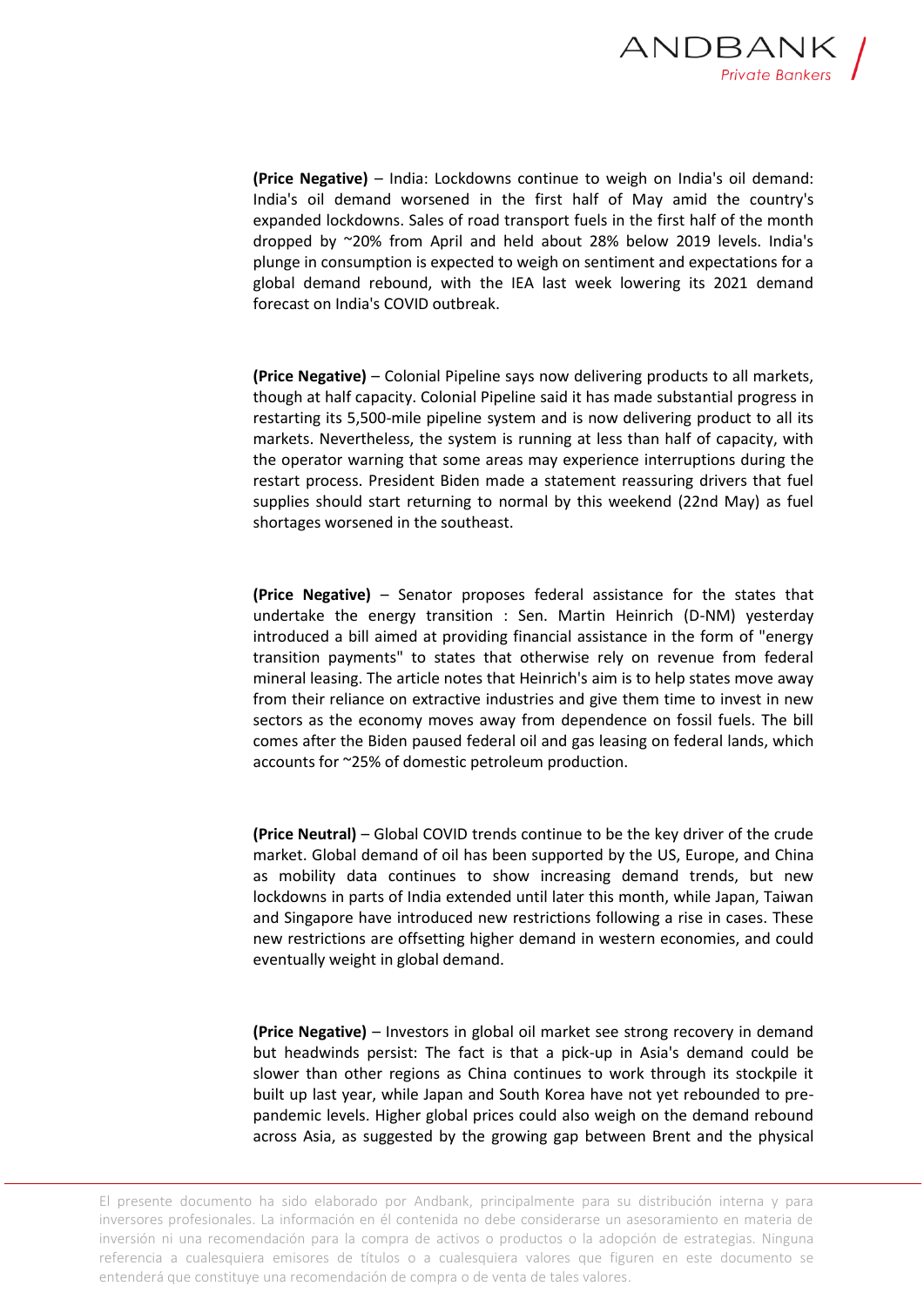**(Price Negative)** – India: Lockdowns continue to weigh on India's oil demand: India's oil demand worsened in the first half of May amid the country's expanded lockdowns. Sales of road transport fuels in the first half of the month dropped by ~20% from April and held about 28% below 2019 levels. India's plunge in consumption is expected to weigh on sentiment and expectations for a global demand rebound, with the IEA last week lowering its 2021 demand forecast on India's COVID outbreak.

**(Price Negative)** – Colonial Pipeline says now delivering products to all markets, though at half capacity. Colonial Pipeline said it has made substantial progress in restarting its 5,500-mile pipeline system and is now delivering product to all its markets. Nevertheless, the system is running at less than half of capacity, with the operator warning that some areas may experience interruptions during the restart process. President Biden made a statement reassuring drivers that fuel supplies should start returning to normal by this weekend (22nd May) as fuel shortages worsened in the southeast.

**(Price Negative)** – Senator proposes federal assistance for the states that undertake the energy transition : Sen. Martin Heinrich (D-NM) yesterday introduced a bill aimed at providing financial assistance in the form of "energy transition payments" to states that otherwise rely on revenue from federal mineral leasing. The article notes that Heinrich's aim is to help states move away from their reliance on extractive industries and give them time to invest in new sectors as the economy moves away from dependence on fossil fuels. The bill comes after the Biden paused federal oil and gas leasing on federal lands, which accounts for ~25% of domestic petroleum production.

**(Price Neutral)** – Global COVID trends continue to be the key driver of the crude market. Global demand of oil has been supported by the US, Europe, and China as mobility data continues to show increasing demand trends, but new lockdowns in parts of India extended until later this month, while Japan, Taiwan and Singapore have introduced new restrictions following a rise in cases. These new restrictions are offsetting higher demand in western economies, and could eventually weight in global demand.

**(Price Negative)** – Investors in global oil market see strong recovery in demand but headwinds persist: The fact is that a pick-up in Asia's demand could be slower than other regions as China continues to work through its stockpile it built up last year, while Japan and South Korea have not yet rebounded to pre-pandemic levels. Higher global prices could also weigh on the demand rebound across Asia, as suggested by the growing gap between Brent and the physical

El presente documento ha sido elaborado por Andbank, principalmente para su distribución interna y para inversores profesionales. La información en él contenida no debe considerarse un asesoramiento en materia de inversión ni una recomendación para la compra de activos o productos o la adopción de estrategias. Ninguna referencia a cualesquiera emisores de títulos o a cualesquiera valores que figuren en este documento se entenderá que constituye una recomendación de compra o de venta de tales valores.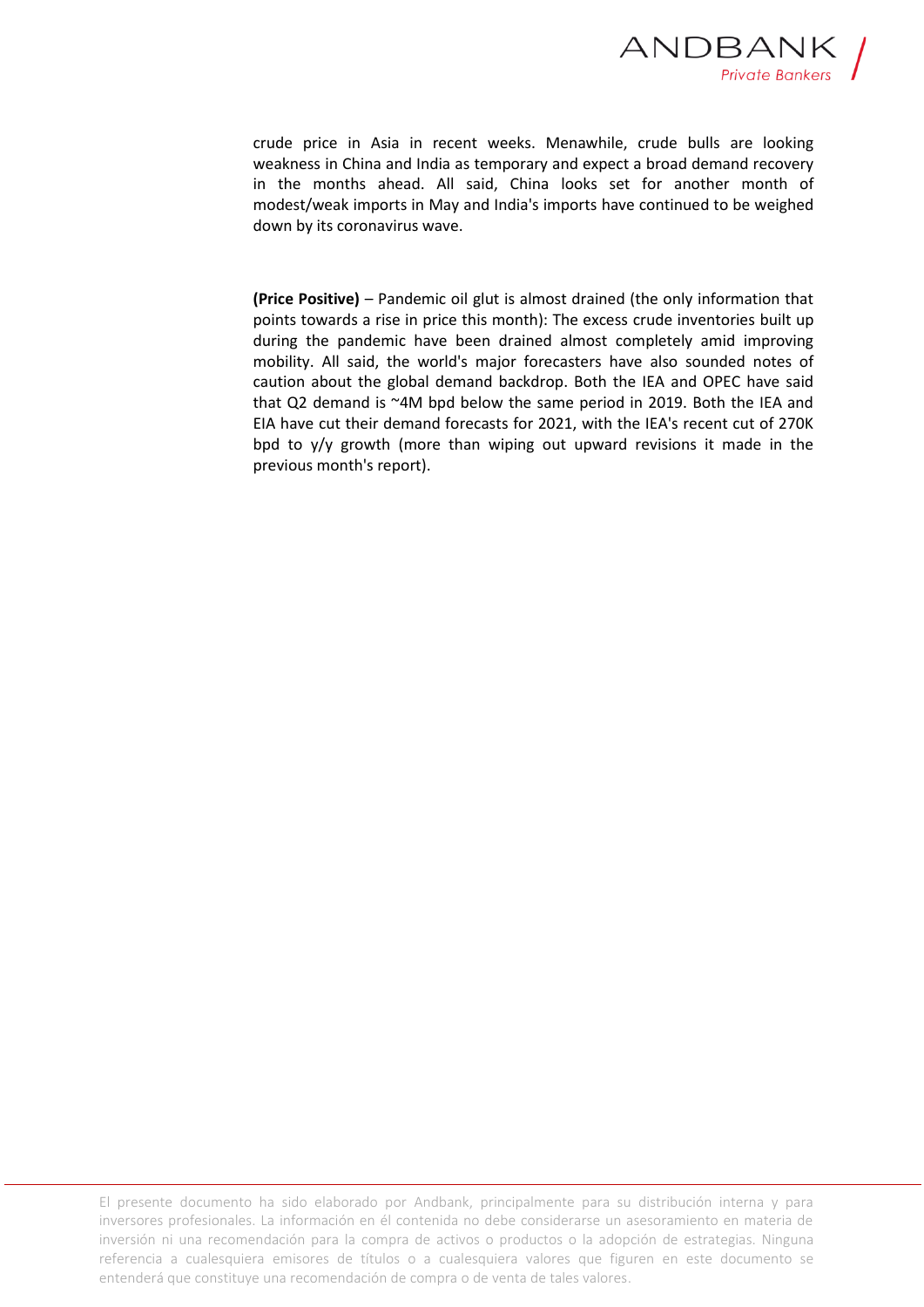crude price in Asia in recent weeks. Menawhile, crude bulls are looking weakness in China and India as temporary and expect a broad demand recovery in the months ahead. All said, China looks set for another month of modest/weak imports in May and India's imports have continued to be weighed down by its coronavirus wave.

**(Price Positive)** – Pandemic oil glut is almost drained (the only information that points towards a rise in price this month): The excess crude inventories built up during the pandemic have been drained almost completely amid improving mobility. All said, the world's major forecasters have also sounded notes of caution about the global demand backdrop. Both the IEA and OPEC have said that Q2 demand is ~4M bpd below the same period in 2019. Both the IEA and EIA have cut their demand forecasts for 2021, with the IEA's recent cut of 270K bpd to y/y growth (more than wiping out upward revisions it made in the previous month's report).

El presente documento ha sido elaborado por Andbank, principalmente para su distribución interna y para inversores profesionales. La información en él contenida no debe considerarse un asesoramiento en materia de inversión ni una recomendación para la compra de activos o productos o la adopción de estrategias. Ninguna referencia a cualesquiera emisores de títulos o a cualesquiera valores que figuren en este documento se entenderá que constituye una recomendación de compra o de venta de tales valores.